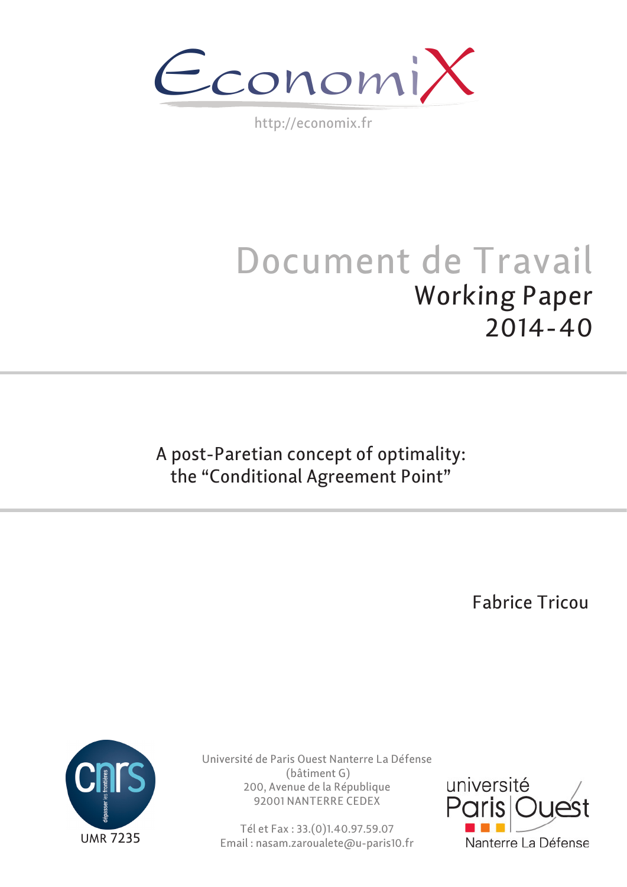EconomiX

http://economix.fr

# Document de Travail
## Working Paper
## 2014-40

# A post-Paretian concept of optimality: the “Conditional Agreement Point”

Fabrice Tricou

UMR 7235

Université de Paris Ouest Nanterre La Défense
(bâtiment G)
200, Avenue de la République
92001 NANTERRE CEDEX

Tél et Fax : 33.(0)1.40.97.59.07
Email : nasam.zaroualete@u-paris10.fr

université Paris Ouest Nanterre La Défense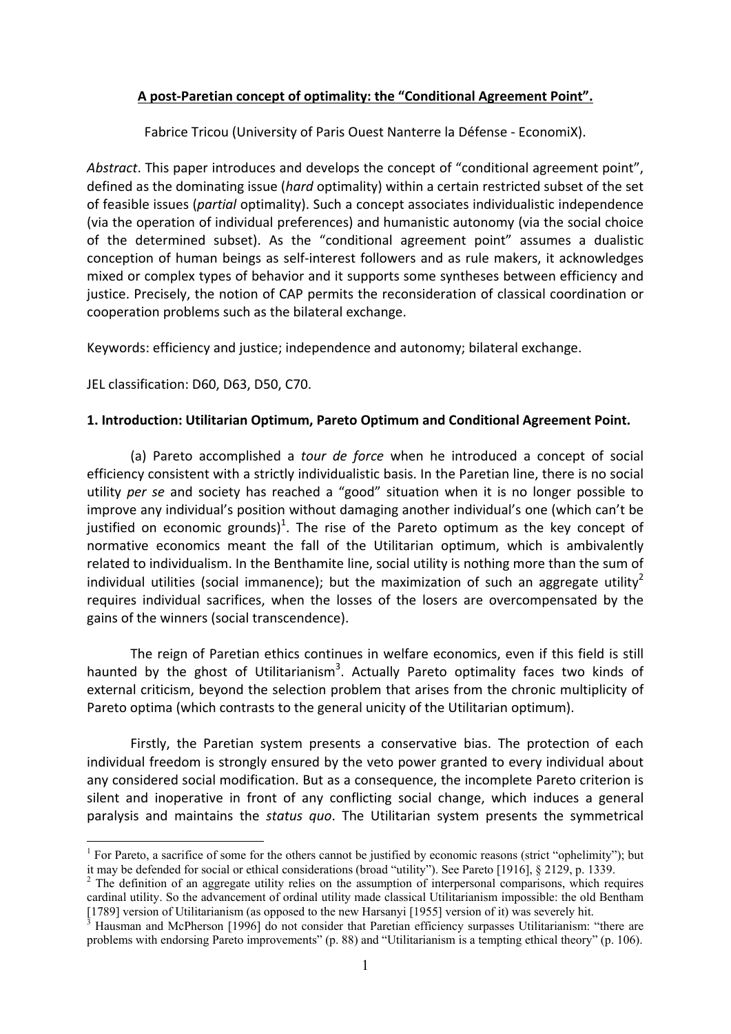**A post-Paretian concept of optimality: the "Conditional Agreement Point".**

Fabrice Tricou (University of Paris Ouest Nanterre la Défense - EconomiX).

*Abstract*. This paper introduces and develops the concept of "conditional agreement point", defined as the dominating issue (*hard* optimality) within a certain restricted subset of the set of feasible issues (*partial* optimality). Such a concept associates individualistic independence (via the operation of individual preferences) and humanistic autonomy (via the social choice of the determined subset). As the "conditional agreement point" assumes a dualistic conception of human beings as self-interest followers and as rule makers, it acknowledges mixed or complex types of behavior and it supports some syntheses between efficiency and justice. Precisely, the notion of CAP permits the reconsideration of classical coordination or cooperation problems such as the bilateral exchange.

Keywords: efficiency and justice; independence and autonomy; bilateral exchange.

JEL classification: D60, D63, D50, C70.

## 1. Introduction: Utilitarian Optimum, Pareto Optimum and Conditional Agreement Point.

(a) Pareto accomplished a *tour de force* when he introduced a concept of social efficiency consistent with a strictly individualistic basis. In the Paretian line, there is no social utility *per se* and society has reached a "good" situation when it is no longer possible to improve any individual's position without damaging another individual's one (which can't be justified on economic grounds)[1]. The rise of the Pareto optimum as the key concept of normative economics meant the fall of the Utilitarian optimum, which is ambivalently related to individualism. In the Benthamite line, social utility is nothing more than the sum of individual utilities (social immanence); but the maximization of such an aggregate utility[2] requires individual sacrifices, when the losses of the losers are overcompensated by the gains of the winners (social transcendence).

The reign of Paretian ethics continues in welfare economics, even if this field is still haunted by the ghost of Utilitarianism[3]. Actually Pareto optimality faces two kinds of external criticism, beyond the selection problem that arises from the chronic multiplicity of Pareto optima (which contrasts to the general unicity of the Utilitarian optimum).

Firstly, the Paretian system presents a conservative bias. The protection of each individual freedom is strongly ensured by the veto power granted to every individual about any considered social modification. But as a consequence, the incomplete Pareto criterion is silent and inoperative in front of any conflicting social change, which induces a general paralysis and maintains the *status quo*. The Utilitarian system presents the symmetrical

[1] For Pareto, a sacrifice of some for the others cannot be justified by economic reasons (strict "ophelimity"); but it may be defended for social or ethical considerations (broad "utility"). See Pareto [1916], § 2129, p. 1339.

[2] The definition of an aggregate utility relies on the assumption of interpersonal comparisons, which requires cardinal utility. So the advancement of ordinal utility made classical Utilitarianism impossible: the old Bentham [1789] version of Utilitarianism (as opposed to the new Harsanyi [1955] version of it) was severely hit.

[3] Hausman and McPherson [1996] do not consider that Paretian efficiency surpasses Utilitarianism: "there are problems with endorsing Pareto improvements" (p. 88) and "Utilitarianism is a tempting ethical theory" (p. 106).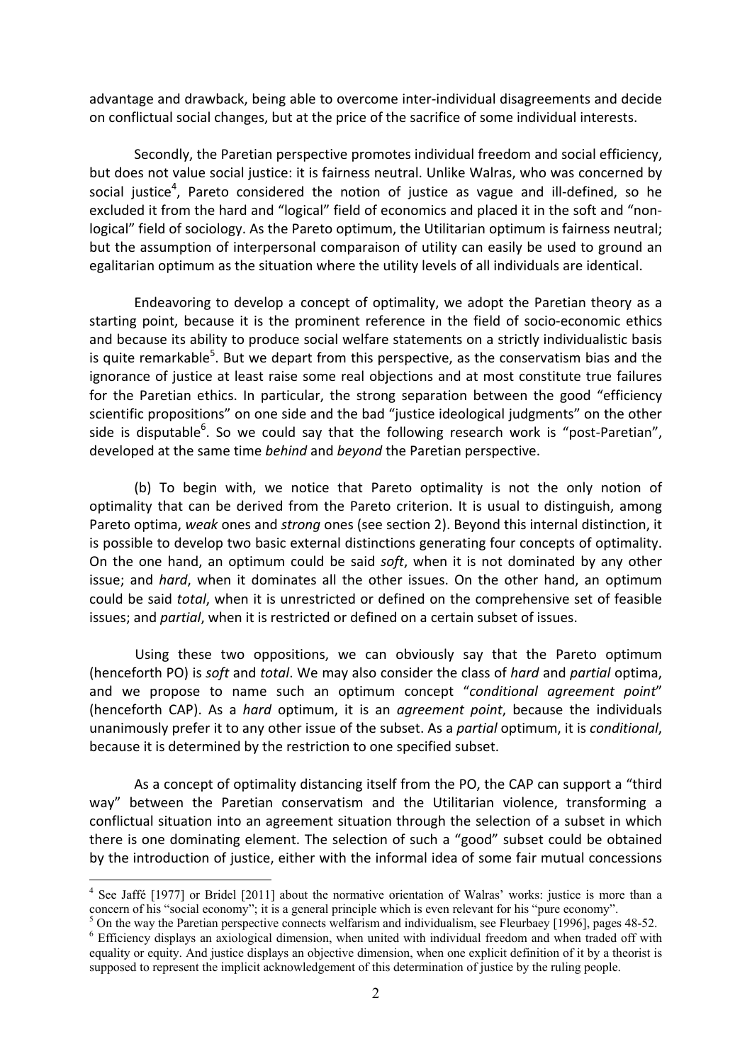advantage and drawback, being able to overcome inter-individual disagreements and decide on conflictual social changes, but at the price of the sacrifice of some individual interests.

Secondly, the Paretian perspective promotes individual freedom and social efficiency, but does not value social justice: it is fairness neutral. Unlike Walras, who was concerned by social justice[4], Pareto considered the notion of justice as vague and ill-defined, so he excluded it from the hard and "logical" field of economics and placed it in the soft and "non-logical" field of sociology. As the Pareto optimum, the Utilitarian optimum is fairness neutral; but the assumption of interpersonal comparaison of utility can easily be used to ground an egalitarian optimum as the situation where the utility levels of all individuals are identical.

Endeavoring to develop a concept of optimality, we adopt the Paretian theory as a starting point, because it is the prominent reference in the field of socio-economic ethics and because its ability to produce social welfare statements on a strictly individualistic basis is quite remarkable[5]. But we depart from this perspective, as the conservatism bias and the ignorance of justice at least raise some real objections and at most constitute true failures for the Paretian ethics. In particular, the strong separation between the good "efficiency scientific propositions" on one side and the bad "justice ideological judgments" on the other side is disputable[6]. So we could say that the following research work is "post-Paretian", developed at the same time *behind* and *beyond* the Paretian perspective.

(b) To begin with, we notice that Pareto optimality is not the only notion of optimality that can be derived from the Pareto criterion. It is usual to distinguish, among Pareto optima, *weak* ones and *strong* ones (see section 2). Beyond this internal distinction, it is possible to develop two basic external distinctions generating four concepts of optimality. On the one hand, an optimum could be said *soft*, when it is not dominated by any other issue; and *hard*, when it dominates all the other issues. On the other hand, an optimum could be said *total*, when it is unrestricted or defined on the comprehensive set of feasible issues; and *partial*, when it is restricted or defined on a certain subset of issues.

Using these two oppositions, we can obviously say that the Pareto optimum (henceforth PO) is *soft* and *total*. We may also consider the class of *hard* and *partial* optima, and we propose to name such an optimum concept "*conditional agreement point*" (henceforth CAP). As a *hard* optimum, it is an *agreement point*, because the individuals unanimously prefer it to any other issue of the subset. As a *partial* optimum, it is *conditional*, because it is determined by the restriction to one specified subset.

As a concept of optimality distancing itself from the PO, the CAP can support a "third way" between the Paretian conservatism and the Utilitarian violence, transforming a conflictual situation into an agreement situation through the selection of a subset in which there is one dominating element. The selection of such a "good" subset could be obtained by the introduction of justice, either with the informal idea of some fair mutual concessions

---

[4] See Jaffé [1977] or Bridel [2011] about the normative orientation of Walras' works: justice is more than a concern of his "social economy"; it is a general principle which is even relevant for his "pure economy".

[5] On the way the Paretian perspective connects welfarism and individualism, see Fleurbaey [1996], pages 48-52.

[6] Efficiency displays an axiological dimension, when united with individual freedom and when traded off with equality or equity. And justice displays an objective dimension, when one explicit definition of it by a theorist is supposed to represent the implicit acknowledgement of this determination of justice by the ruling people.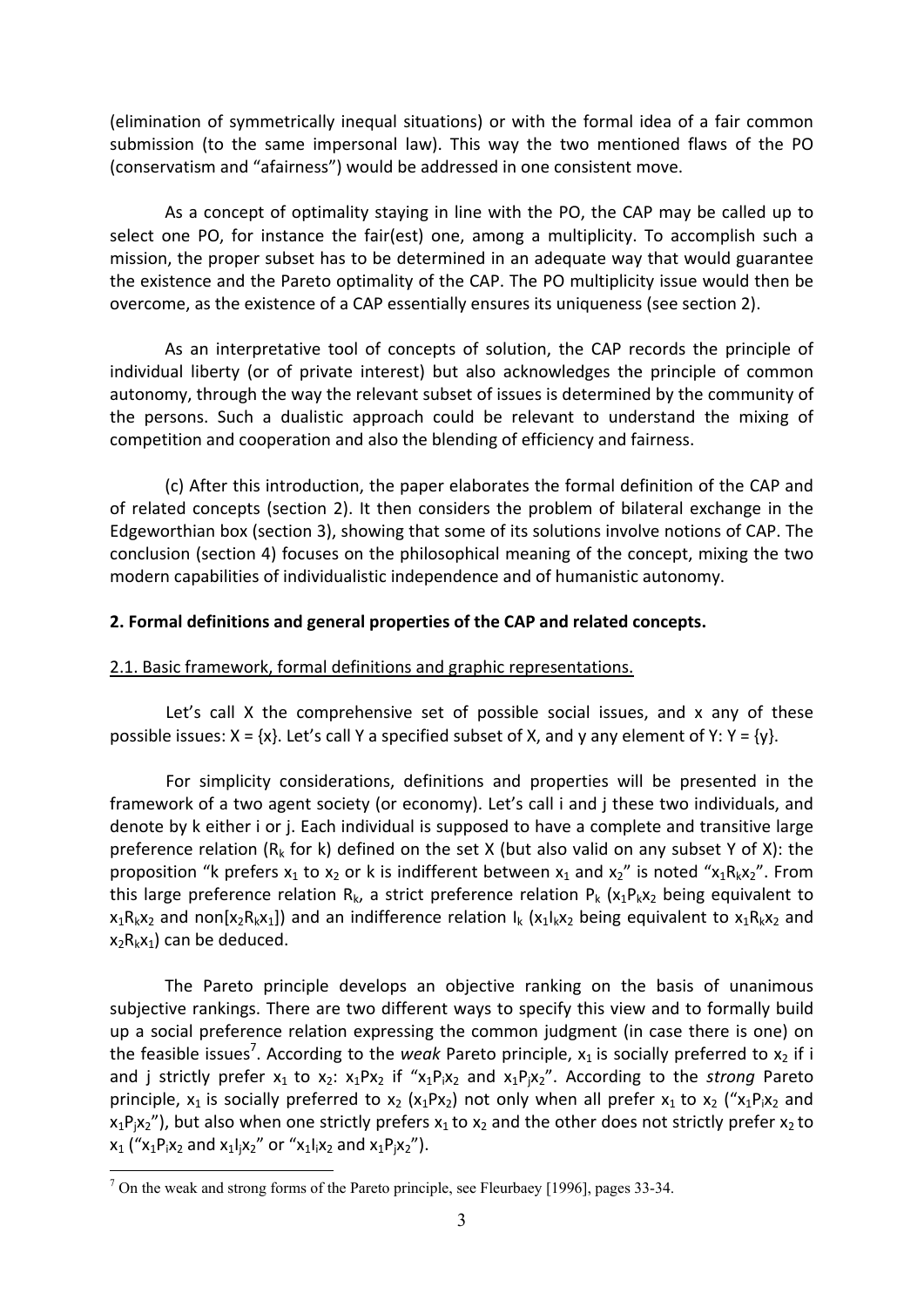(elimination of symmetrically inequal situations) or with the formal idea of a fair common submission (to the same impersonal law). This way the two mentioned flaws of the PO (conservatism and "afairness") would be addressed in one consistent move.

As a concept of optimality staying in line with the PO, the CAP may be called up to select one PO, for instance the fair(est) one, among a multiplicity. To accomplish such a mission, the proper subset has to be determined in an adequate way that would guarantee the existence and the Pareto optimality of the CAP. The PO multiplicity issue would then be overcome, as the existence of a CAP essentially ensures its uniqueness (see section 2).

As an interpretative tool of concepts of solution, the CAP records the principle of individual liberty (or of private interest) but also acknowledges the principle of common autonomy, through the way the relevant subset of issues is determined by the community of the persons. Such a dualistic approach could be relevant to understand the mixing of competition and cooperation and also the blending of efficiency and fairness.

(c) After this introduction, the paper elaborates the formal definition of the CAP and of related concepts (section 2). It then considers the problem of bilateral exchange in the Edgeworthian box (section 3), showing that some of its solutions involve notions of CAP. The conclusion (section 4) focuses on the philosophical meaning of the concept, mixing the two modern capabilities of individualistic independence and of humanistic autonomy.

## 2. Formal definitions and general properties of the CAP and related concepts.

### 2.1. Basic framework, formal definitions and graphic representations.

Let's call X the comprehensive set of possible social issues, and x any of these possible issues: $X = \{x\}$. Let's call Y a specified subset of X, and y any element of Y: $Y = \{y\}$.

For simplicity considerations, definitions and properties will be presented in the framework of a two agent society (or economy). Let's call i and j these two individuals, and denote by k either i or j. Each individual is supposed to have a complete and transitive large preference relation ($R_k$ for k) defined on the set X (but also valid on any subset Y of X): the proposition "k prefers $x_1$ to $x_2$ or k is indifferent between $x_1$ and $x_2$" is noted "$x_1R_kx_2$". From this large preference relation $R_k$, a strict preference relation $P_k$ ($x_1P_kx_2$ being equivalent to $x_1R_kx_2$ and non[$x_2R_kx_1$]) and an indifference relation $I_k$ ($x_1I_kx_2$ being equivalent to $x_1R_kx_2$ and $x_2R_kx_1$) can be deduced.

The Pareto principle develops an objective ranking on the basis of unanimous subjective rankings. There are two different ways to specify this view and to formally build up a social preference relation expressing the common judgment (in case there is one) on the feasible issues[7]. According to the *weak* Pareto principle, $x_1$ is socially preferred to $x_2$ if i and j strictly prefer $x_1$ to $x_2$: $x_1Px_2$ if "$x_1P_ix_2$ and $x_1P_jx_2$". According to the *strong* Pareto principle, $x_1$ is socially preferred to $x_2$ ($x_1Px_2$) not only when all prefer $x_1$ to $x_2$ ("$x_1P_ix_2$ and $x_1P_jx_2$"), but also when one strictly prefers $x_1$ to $x_2$ and the other does not strictly prefer $x_2$ to $x_1$ ("$x_1P_ix_2$ and $x_1I_jx_2$" or "$x_1I_ix_2$ and $x_1P_jx_2$").

[7] On the weak and strong forms of the Pareto principle, see Fleurbaey [1996], pages 33-34.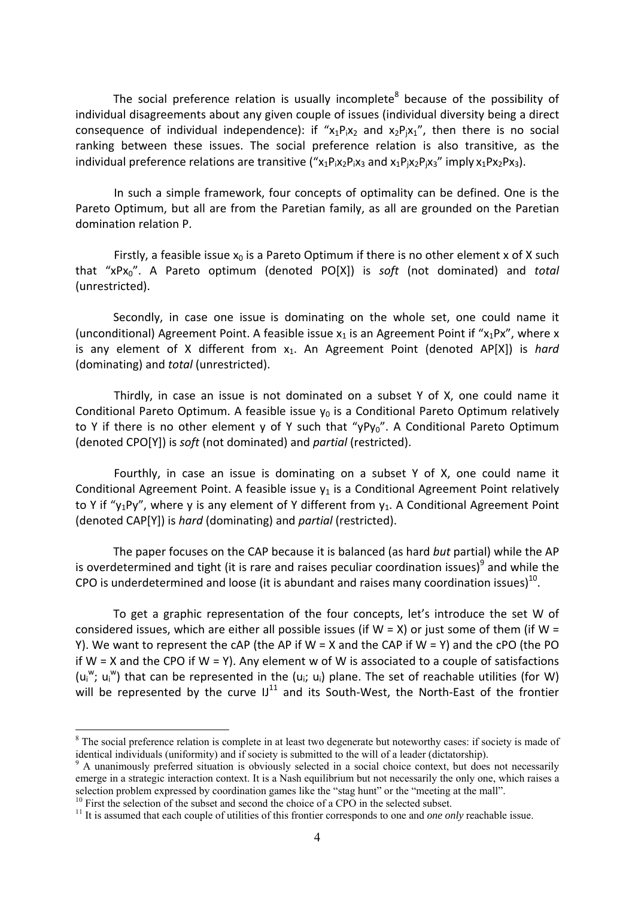The social preference relation is usually incomplete[8] because of the possibility of individual disagreements about any given couple of issues (individual diversity being a direct consequence of individual independence): if "$x_1P_ix_2$ and $x_2P_jx_1$", then there is no social ranking between these issues. The social preference relation is also transitive, as the individual preference relations are transitive ("$x_1P_ix_2P_ix_3$ and $x_1P_jx_2P_jx_3$" imply $x_1Px_2Px_3$).

In such a simple framework, four concepts of optimality can be defined. One is the Pareto Optimum, but all are from the Paretian family, as all are grounded on the Paretian domination relation P.

Firstly, a feasible issue $x_0$ is a Pareto Optimum if there is no other element x of X such that "$xPx_0$". A Pareto optimum (denoted PO[X]) is *soft* (not dominated) and *total* (unrestricted).

Secondly, in case one issue is dominating on the whole set, one could name it (unconditional) Agreement Point. A feasible issue $x_1$ is an Agreement Point if "$x_1Px$", where x is any element of X different from $x_1$. An Agreement Point (denoted AP[X]) is *hard* (dominating) and *total* (unrestricted).

Thirdly, in case an issue is not dominated on a subset Y of X, one could name it Conditional Pareto Optimum. A feasible issue $y_0$ is a Conditional Pareto Optimum relatively to Y if there is no other element y of Y such that "$yPy_0$". A Conditional Pareto Optimum (denoted CPO[Y]) is *soft* (not dominated) and *partial* (restricted).

Fourthly, in case an issue is dominating on a subset Y of X, one could name it Conditional Agreement Point. A feasible issue $y_1$ is a Conditional Agreement Point relatively to Y if "$y_1Py$", where y is any element of Y different from $y_1$. A Conditional Agreement Point (denoted CAP[Y]) is *hard* (dominating) and *partial* (restricted).

The paper focuses on the CAP because it is balanced (as hard *but* partial) while the AP is overdetermined and tight (it is rare and raises peculiar coordination issues)[9] and while the CPO is underdetermined and loose (it is abundant and raises many coordination issues)[10].

To get a graphic representation of the four concepts, let's introduce the set W of considered issues, which are either all possible issues (if W = X) or just some of them (if W = Y). We want to represent the cAP (the AP if W = X and the CAP if W = Y) and the cPO (the PO if W = X and the CPO if W = Y). Any element w of W is associated to a couple of satisfactions ($u_i^w$; $u_i^w$) that can be represented in the ($u_i$; $u_i$) plane. The set of reachable utilities (for W) will be represented by the curve IJ[11] and its South-West, the North-East of the frontier

---

[8] The social preference relation is complete in at least two degenerate but noteworthy cases: if society is made of identical individuals (uniformity) and if society is submitted to the will of a leader (dictatorship).

[9] A unanimously preferred situation is obviously selected in a social choice context, but does not necessarily emerge in a strategic interaction context. It is a Nash equilibrium but not necessarily the only one, which raises a selection problem expressed by coordination games like the "stag hunt" or the "meeting at the mall".

[10] First the selection of the subset and second the choice of a CPO in the selected subset.

[11] It is assumed that each couple of utilities of this frontier corresponds to one and *one only* reachable issue.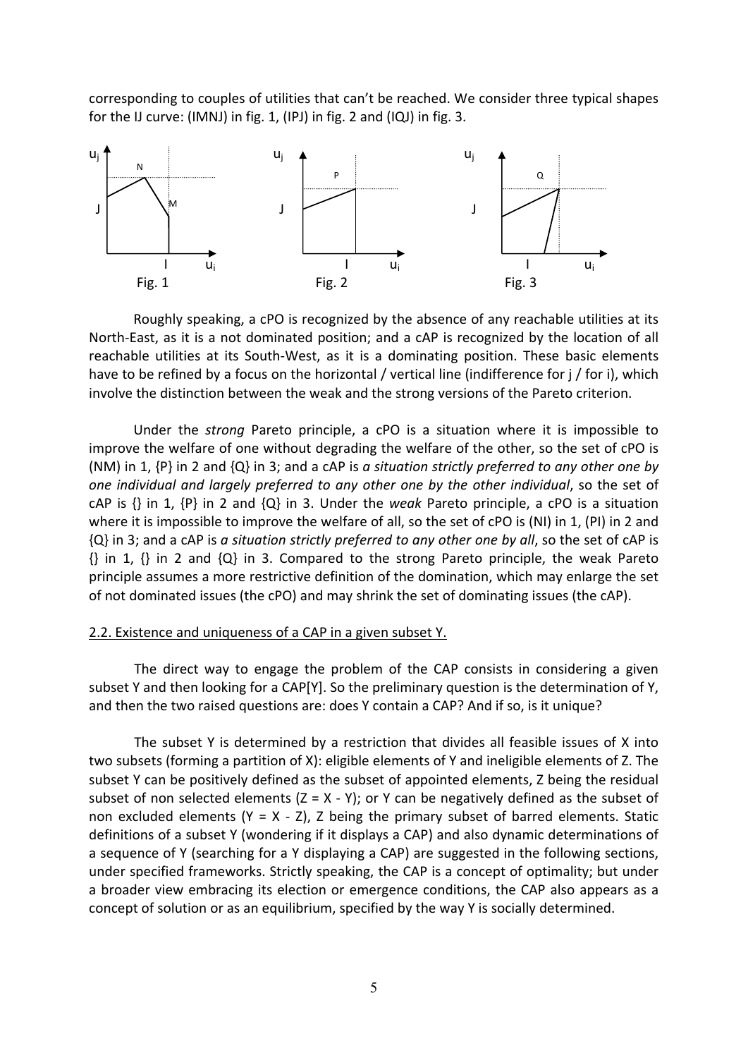corresponding to couples of utilities that can't be reached. We consider three typical shapes for the IJ curve: (IMNJ) in fig. 1, (IPJ) in fig. 2 and (IQJ) in fig. 3.

Fig. 1 Fig. 2 Fig. 3

Roughly speaking, a cPO is recognized by the absence of any reachable utilities at its North-East, as it is a not dominated position; and a cAP is recognized by the location of all reachable utilities at its South-West, as it is a dominating position. These basic elements have to be refined by a focus on the horizontal / vertical line (indifference for j / for i), which involve the distinction between the weak and the strong versions of the Pareto criterion.

Under the *strong* Pareto principle, a cPO is a situation where it is impossible to improve the welfare of one without degrading the welfare of the other, so the set of cPO is (NM) in 1, {P} in 2 and {Q} in 3; and a cAP is *a situation strictly preferred to any other one by one individual and largely preferred to any other one by the other individual*, so the set of cAP is {} in 1, {P} in 2 and {Q} in 3. Under the *weak* Pareto principle, a cPO is a situation where it is impossible to improve the welfare of all, so the set of cPO is (NI) in 1, (PI) in 2 and {Q} in 3; and a cAP is *a situation strictly preferred to any other one by all*, so the set of cAP is {} in 1, {} in 2 and {Q} in 3. Compared to the strong Pareto principle, the weak Pareto principle assumes a more restrictive definition of the domination, which may enlarge the set of not dominated issues (the cPO) and may shrink the set of dominating issues (the cAP).

## 2.2. Existence and uniqueness of a CAP in a given subset Y.

The direct way to engage the problem of the CAP consists in considering a given subset Y and then looking for a CAP[Y]. So the preliminary question is the determination of Y, and then the two raised questions are: does Y contain a CAP? And if so, is it unique?

The subset Y is determined by a restriction that divides all feasible issues of X into two subsets (forming a partition of X): eligible elements of Y and ineligible elements of Z. The subset Y can be positively defined as the subset of appointed elements, Z being the residual subset of non selected elements (Z = X - Y); or Y can be negatively defined as the subset of non excluded elements (Y = X - Z), Z being the primary subset of barred elements. Static definitions of a subset Y (wondering if it displays a CAP) and also dynamic determinations of a sequence of Y (searching for a Y displaying a CAP) are suggested in the following sections, under specified frameworks. Strictly speaking, the CAP is a concept of optimality; but under a broader view embracing its election or emergence conditions, the CAP also appears as a concept of solution or as an equilibrium, specified by the way Y is socially determined.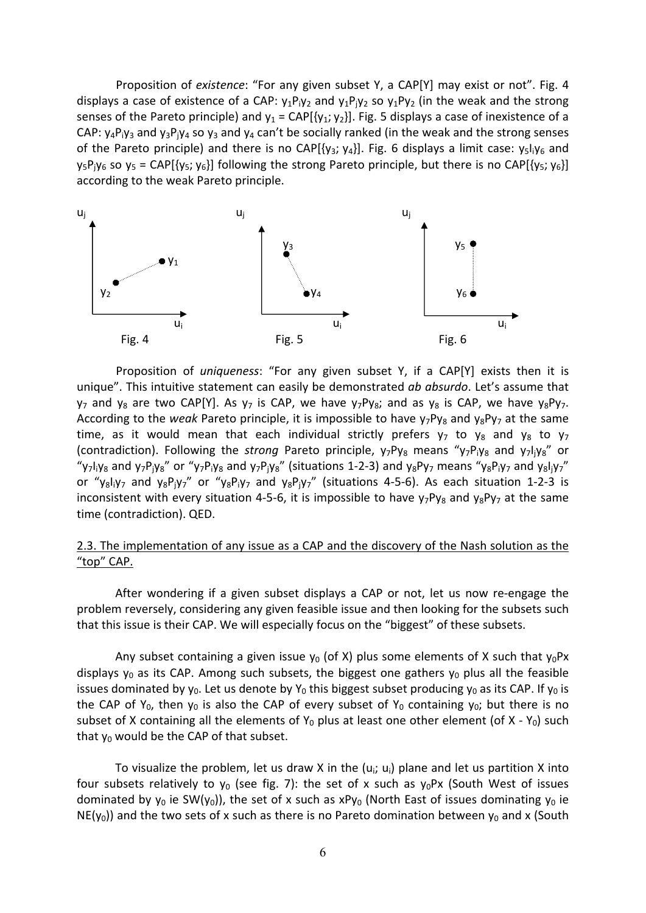Proposition of *existence*: "For any given subset Y, a CAP[Y] may exist or not". Fig. 4 displays a case of existence of a CAP: $y_1P_iy_2$ and $y_1P_jy_2$ so $y_1Py_2$ (in the weak and the strong senses of the Pareto principle) and $y_1$ = CAP[{$y_1$; $y_2$}]. Fig. 5 displays a case of inexistence of a CAP: $y_4P_iy_3$ and $y_3P_jy_4$ so $y_3$ and $y_4$ can't be socially ranked (in the weak and the strong senses of the Pareto principle) and there is no CAP[{$y_3$; $y_4$}]. Fig. 6 displays a limit case: $y_5I_iy_6$ and $y_5P_jy_6$ so $y_5$ = CAP[{$y_5$; $y_6$}] following the strong Pareto principle, but there is no CAP[{$y_5$; $y_6$}] according to the weak Pareto principle.

Fig. 4 Fig. 5 Fig. 6

Proposition of *uniqueness*: "For any given subset Y, if a CAP[Y] exists then it is unique". This intuitive statement can easily be demonstrated *ab absurdo*. Let's assume that $y_7$ and $y_8$ are two CAP[Y]. As $y_7$ is CAP, we have $y_7Py_8$; and as $y_8$ is CAP, we have $y_8Py_7$. According to the *weak* Pareto principle, it is impossible to have $y_7Py_8$ and $y_8Py_7$ at the same time, as it would mean that each individual strictly prefers $y_7$ to $y_8$ and $y_8$ to $y_7$ (contradiction). Following the *strong* Pareto principle, $y_7Py_8$ means "$y_7P_iy_8$ and $y_7I_jy_8$" or "$y_7I_iy_8$ and $y_7P_jy_8$" or "$y_7P_iy_8$ and $y_7P_jy_8$" (situations 1-2-3) and $y_8Py_7$ means "$y_8P_iy_7$ and $y_8I_jy_7$" or "$y_8I_iy_7$ and $y_8P_jy_7$" or "$y_8P_iy_7$ and $y_8P_jy_7$" (situations 4-5-6). As each situation 1-2-3 is inconsistent with every situation 4-5-6, it is impossible to have $y_7Py_8$ and $y_8Py_7$ at the same time (contradiction). QED.

## 2.3. The implementation of any issue as a CAP and the discovery of the Nash solution as the "top" CAP.

After wondering if a given subset displays a CAP or not, let us now re-engage the problem reversely, considering any given feasible issue and then looking for the subsets such that this issue is their CAP. We will especially focus on the "biggest" of these subsets.

Any subset containing a given issue $y_0$ (of X) plus some elements of X such that $y_0Px$ displays $y_0$ as its CAP. Among such subsets, the biggest one gathers $y_0$ plus all the feasible issues dominated by $y_0$. Let us denote by $Y_0$ this biggest subset producing $y_0$ as its CAP. If $y_0$ is the CAP of $Y_0$, then $y_0$ is also the CAP of every subset of $Y_0$ containing $y_0$; but there is no subset of X containing all the elements of $Y_0$ plus at least one other element (of X - $Y_0$) such that $y_0$ would be the CAP of that subset.

To visualize the problem, let us draw X in the ($u_i$; $u_i$) plane and let us partition X into four subsets relatively to $y_0$ (see fig. 7): the set of x such as $y_0Px$ (South West of issues dominated by $y_0$ ie SW($y_0$)), the set of x such as $xPy_0$ (North East of issues dominating $y_0$ ie NE($y_0$)) and the two sets of x such as there is no Pareto domination between $y_0$ and x (South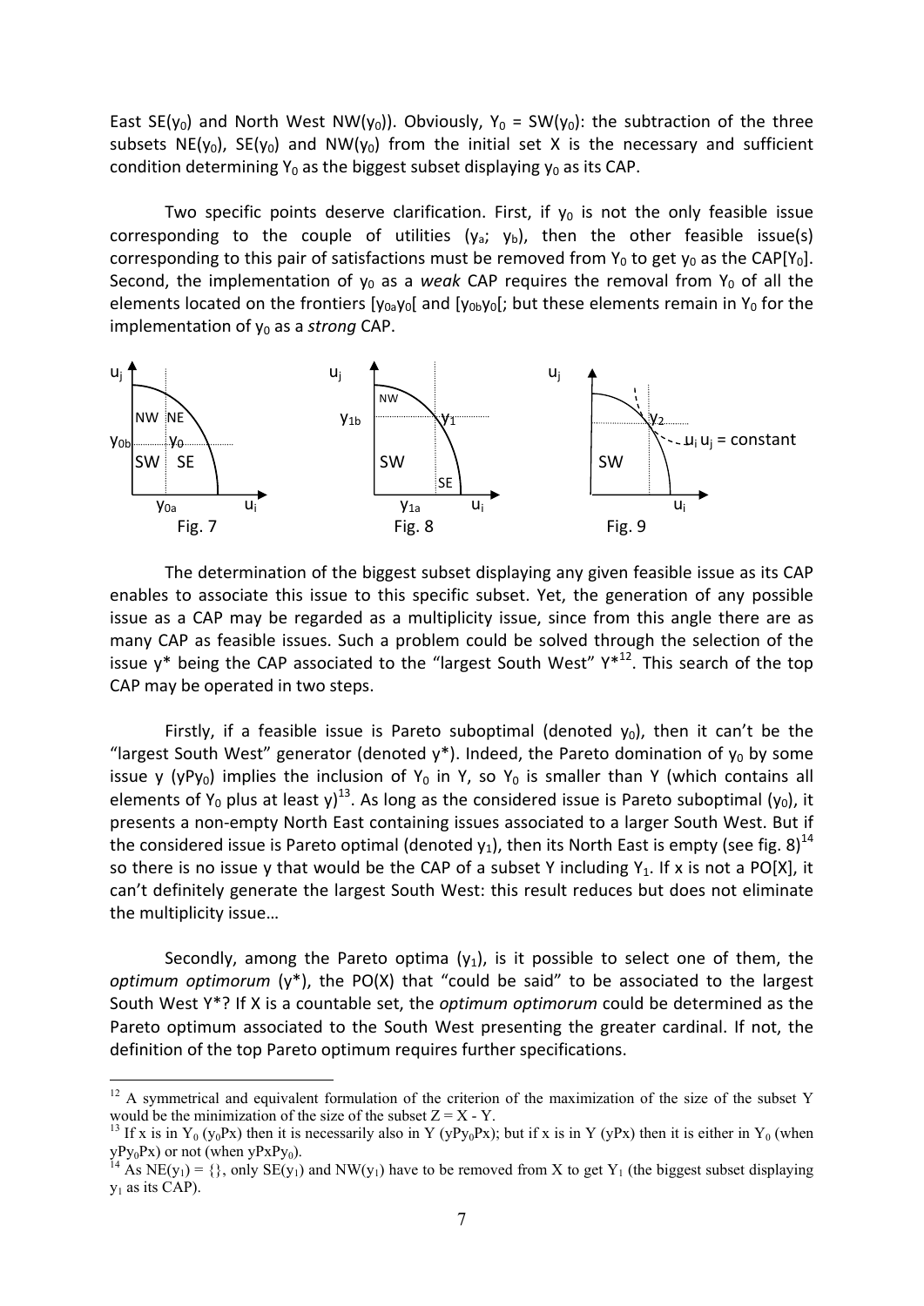East $SE(y_0)$ and North West $NW(y_0)$). Obviously, $Y_0 = SW(y_0)$: the subtraction of the three subsets $NE(y_0)$, $SE(y_0)$ and $NW(y_0)$ from the initial set X is the necessary and sufficient condition determining $Y_0$ as the biggest subset displaying $y_0$ as its CAP.

Two specific points deserve clarification. First, if $y_0$ is not the only feasible issue corresponding to the couple of utilities ($y_a$; $y_b$), then the other feasible issue(s) corresponding to this pair of satisfactions must be removed from $Y_0$ to get $y_0$ as the CAP[$Y_0$]. Second, the implementation of $y_0$ as a *weak* CAP requires the removal from $Y_0$ of all the elements located on the frontiers $[y_{0a}y_0[$ and $[y_{0b}y_0[$; but these elements remain in $Y_0$ for the implementation of $y_0$ as a *strong* CAP.

Fig. 7 Fig. 8 Fig. 9

The determination of the biggest subset displaying any given feasible issue as its CAP enables to associate this issue to this specific subset. Yet, the generation of any possible issue as a CAP may be regarded as a multiplicity issue, since from this angle there are as many CAP as feasible issues. Such a problem could be solved through the selection of the issue y* being the CAP associated to the "largest South West" Y*[12]. This search of the top CAP may be operated in two steps.

Firstly, if a feasible issue is Pareto suboptimal (denoted $y_0$), then it can't be the "largest South West" generator (denoted y*). Indeed, the Pareto domination of $y_0$ by some issue y ($yPy_0$) implies the inclusion of $Y_0$ in Y, so $Y_0$ is smaller than Y (which contains all elements of $Y_0$ plus at least y)[13]. As long as the considered issue is Pareto suboptimal ($y_0$), it presents a non-empty North East containing issues associated to a larger South West. But if the considered issue is Pareto optimal (denoted $y_1$), then its North East is empty (see fig. 8)[14] so there is no issue y that would be the CAP of a subset Y including $Y_1$. If x is not a PO[X], it can't definitely generate the largest South West: this result reduces but does not eliminate the multiplicity issue…

Secondly, among the Pareto optima ($y_1$), is it possible to select one of them, the *optimum optimorum* (y*), the PO(X) that "could be said" to be associated to the largest South West Y*? If X is a countable set, the *optimum optimorum* could be determined as the Pareto optimum associated to the South West presenting the greater cardinal. If not, the definition of the top Pareto optimum requires further specifications.

---

[12] A symmetrical and equivalent formulation of the criterion of the maximization of the size of the subset Y would be the minimization of the size of the subset $Z = X - Y$.

[13] If x is in $Y_0$ ($y_0Px$) then it is necessarily also in Y ($yPy_0Px$); but if x is in Y ($yPx$) then it is either in $Y_0$ (when $yPy_0Px$) or not (when $yPxPy_0$).

[14] As $NE(y_1) = \{\}$, only $SE(y_1)$ and $NW(y_1)$ have to be removed from X to get $Y_1$ (the biggest subset displaying $y_1$ as its CAP).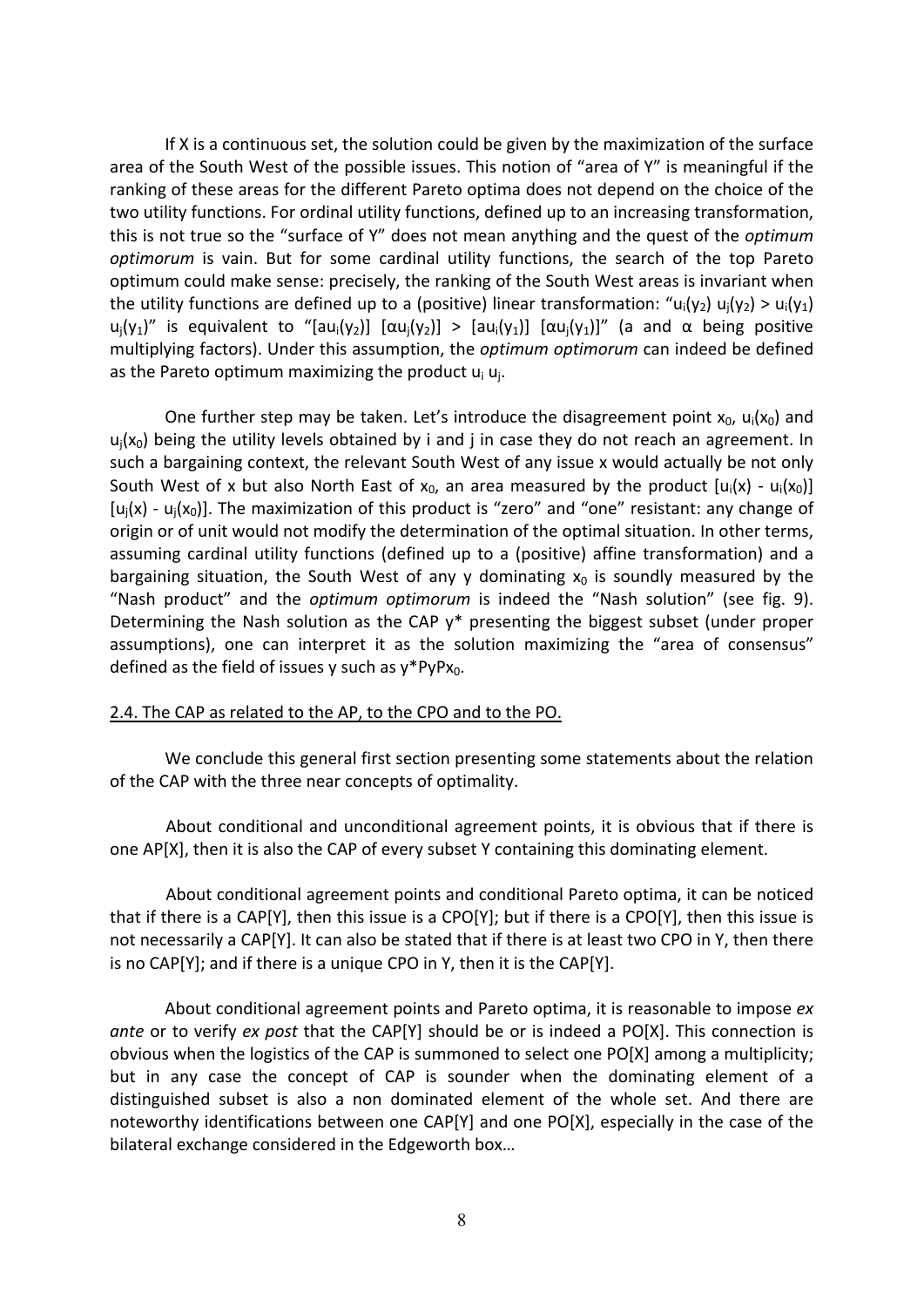If X is a continuous set, the solution could be given by the maximization of the surface area of the South West of the possible issues. This notion of "area of Y" is meaningful if the ranking of these areas for the different Pareto optima does not depend on the choice of the two utility functions. For ordinal utility functions, defined up to an increasing transformation, this is not true so the "surface of Y" does not mean anything and the quest of the *optimum optimorum* is vain. But for some cardinal utility functions, the search of the top Pareto optimum could make sense: precisely, the ranking of the South West areas is invariant when the utility functions are defined up to a (positive) linear transformation: "$u_i(y_2)\ u_j(y_2) > u_i(y_1)\ u_j(y_1)$" is equivalent to "$[au_i(y_2)]\ [\alpha u_j(y_2)] > [au_i(y_1)]\ [\alpha u_j(y_1)]$" (a and $\alpha$ being positive multiplying factors). Under this assumption, the *optimum optimorum* can indeed be defined as the Pareto optimum maximizing the product $u_i\, u_j$.

One further step may be taken. Let's introduce the disagreement point $x_0$, $u_i(x_0)$ and $u_j(x_0)$ being the utility levels obtained by i and j in case they do not reach an agreement. In such a bargaining context, the relevant South West of any issue x would actually be not only South West of x but also North East of $x_0$, an area measured by the product $[u_i(x) - u_i(x_0)]\ [u_j(x) - u_j(x_0)]$. The maximization of this product is "zero" and "one" resistant: any change of origin or of unit would not modify the determination of the optimal situation. In other terms, assuming cardinal utility functions (defined up to a (positive) affine transformation) and a bargaining situation, the South West of any y dominating $x_0$ is soundly measured by the "Nash product" and the *optimum optimorum* is indeed the "Nash solution" (see fig. 9). Determining the Nash solution as the CAP y* presenting the biggest subset (under proper assumptions), one can interpret it as the solution maximizing the "area of consensus" defined as the field of issues y such as $y^*PyPx_0$.

## 2.4. The CAP as related to the AP, to the CPO and to the PO.

We conclude this general first section presenting some statements about the relation of the CAP with the three near concepts of optimality.

About conditional and unconditional agreement points, it is obvious that if there is one AP[X], then it is also the CAP of every subset Y containing this dominating element.

About conditional agreement points and conditional Pareto optima, it can be noticed that if there is a CAP[Y], then this issue is a CPO[Y]; but if there is a CPO[Y], then this issue is not necessarily a CAP[Y]. It can also be stated that if there is at least two CPO in Y, then there is no CAP[Y]; and if there is a unique CPO in Y, then it is the CAP[Y].

About conditional agreement points and Pareto optima, it is reasonable to impose *ex ante* or to verify *ex post* that the CAP[Y] should be or is indeed a PO[X]. This connection is obvious when the logistics of the CAP is summoned to select one PO[X] among a multiplicity; but in any case the concept of CAP is sounder when the dominating element of a distinguished subset is also a non dominated element of the whole set. And there are noteworthy identifications between one CAP[Y] and one PO[X], especially in the case of the bilateral exchange considered in the Edgeworth box…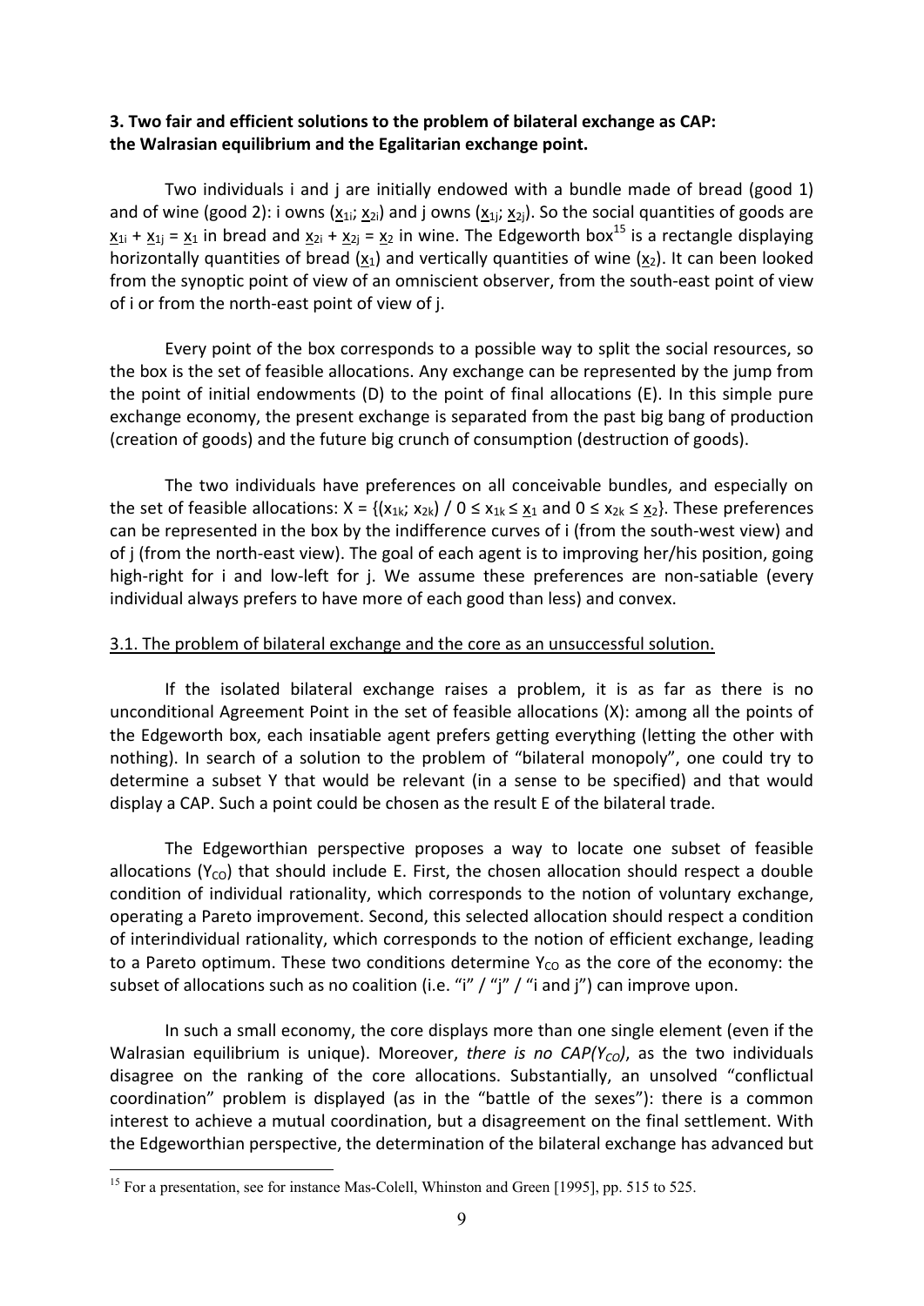**3. Two fair and efficient solutions to the problem of bilateral exchange as CAP: the Walrasian equilibrium and the Egalitarian exchange point.**

Two individuals i and j are initially endowed with a bundle made of bread (good 1) and of wine (good 2): i owns ($\underline{x}_{1i}$; $\underline{x}_{2i}$) and j owns ($\underline{x}_{1j}$; $\underline{x}_{2j}$). So the social quantities of goods are $\underline{x}_{1i} + \underline{x}_{1j} = \underline{x}_1$ in bread and $\underline{x}_{2i} + \underline{x}_{2j} = \underline{x}_2$ in wine. The Edgeworth box[15] is a rectangle displaying horizontally quantities of bread ($\underline{x}_1$) and vertically quantities of wine ($\underline{x}_2$). It can been looked from the synoptic point of view of an omniscient observer, from the south-east point of view of i or from the north-east point of view of j.

Every point of the box corresponds to a possible way to split the social resources, so the box is the set of feasible allocations. Any exchange can be represented by the jump from the point of initial endowments (D) to the point of final allocations (E). In this simple pure exchange economy, the present exchange is separated from the past big bang of production (creation of goods) and the future big crunch of consumption (destruction of goods).

The two individuals have preferences on all conceivable bundles, and especially on the set of feasible allocations: $X = \{(x_{1k}; x_{2k}) / 0 \leq x_{1k} \leq \underline{x}_1 \text{ and } 0 \leq x_{2k} \leq \underline{x}_2\}$. These preferences can be represented in the box by the indifference curves of i (from the south-west view) and of j (from the north-east view). The goal of each agent is to improving her/his position, going high-right for i and low-left for j. We assume these preferences are non-satiable (every individual always prefers to have more of each good than less) and convex.

3.1. The problem of bilateral exchange and the core as an unsuccessful solution.

If the isolated bilateral exchange raises a problem, it is as far as there is no unconditional Agreement Point in the set of feasible allocations (X): among all the points of the Edgeworth box, each insatiable agent prefers getting everything (letting the other with nothing). In search of a solution to the problem of "bilateral monopoly", one could try to determine a subset Y that would be relevant (in a sense to be specified) and that would display a CAP. Such a point could be chosen as the result E of the bilateral trade.

The Edgeworthian perspective proposes a way to locate one subset of feasible allocations ($Y_{CO}$) that should include E. First, the chosen allocation should respect a double condition of individual rationality, which corresponds to the notion of voluntary exchange, operating a Pareto improvement. Second, this selected allocation should respect a condition of interindividual rationality, which corresponds to the notion of efficient exchange, leading to a Pareto optimum. These two conditions determine $Y_{CO}$ as the core of the economy: the subset of allocations such as no coalition (i.e. "i" / "j" / "i and j") can improve upon.

In such a small economy, the core displays more than one single element (even if the Walrasian equilibrium is unique). Moreover, *there is no CAP($Y_{CO}$)*, as the two individuals disagree on the ranking of the core allocations. Substantially, an unsolved "conflictual coordination" problem is displayed (as in the "battle of the sexes"): there is a common interest to achieve a mutual coordination, but a disagreement on the final settlement. With the Edgeworthian perspective, the determination of the bilateral exchange has advanced but

[15] For a presentation, see for instance Mas-Colell, Whinston and Green [1995], pp. 515 to 525.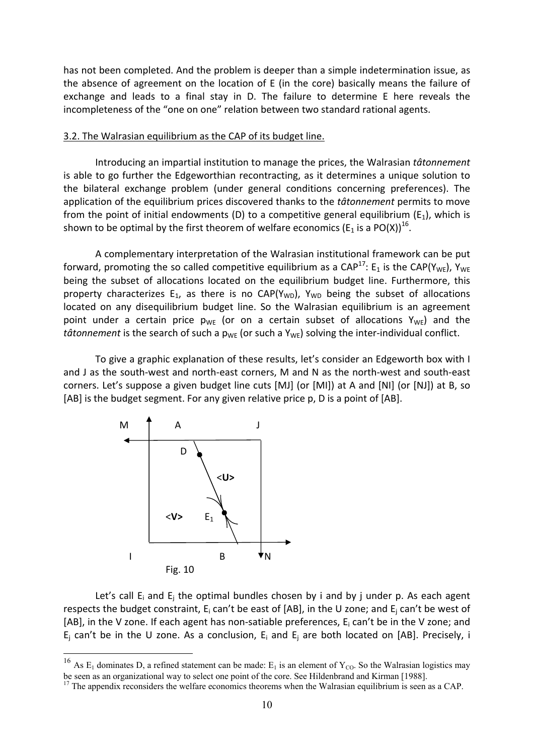has not been completed. And the problem is deeper than a simple indetermination issue, as the absence of agreement on the location of E (in the core) basically means the failure of exchange and leads to a final stay in D. The failure to determine E here reveals the incompleteness of the "one on one" relation between two standard rational agents.

## 3.2. The Walrasian equilibrium as the CAP of its budget line.

Introducing an impartial institution to manage the prices, the Walrasian *tâtonnement* is able to go further the Edgeworthian recontracting, as it determines a unique solution to the bilateral exchange problem (under general conditions concerning preferences). The application of the equilibrium prices discovered thanks to the *tâtonnement* permits to move from the point of initial endowments (D) to a competitive general equilibrium ($E_1$), which is shown to be optimal by the first theorem of welfare economics ($E_1$ is a PO(X))[16].

A complementary interpretation of the Walrasian institutional framework can be put forward, promoting the so called competitive equilibrium as a CAP[17]: $E_1$ is the CAP($Y_{WE}$), $Y_{WE}$ being the subset of allocations located on the equilibrium budget line. Furthermore, this property characterizes $E_1$, as there is no CAP($Y_{WD}$), $Y_{WD}$ being the subset of allocations located on any disequilibrium budget line. So the Walrasian equilibrium is an agreement point under a certain price $p_{WE}$ (or on a certain subset of allocations $Y_{WE}$) and the *tâtonnement* is the search of such a $p_{WE}$ (or such a $Y_{WE}$) solving the inter-individual conflict.

To give a graphic explanation of these results, let's consider an Edgeworth box with I and J as the south-west and north-east corners, M and N as the north-west and south-east corners. Let's suppose a given budget line cuts [MJ] (or [MI]) at A and [NI] (or [NJ]) at B, so [AB] is the budget segment. For any given relative price p, D is a point of [AB].

Fig. 10

Let's call $E_i$ and $E_j$ the optimal bundles chosen by i and by j under p. As each agent respects the budget constraint, $E_i$ can't be east of [AB], in the U zone; and $E_j$ can't be west of [AB], in the V zone. If each agent has non-satiable preferences, $E_i$ can't be in the V zone; and $E_j$ can't be in the U zone. As a conclusion, $E_i$ and $E_j$ are both located on [AB]. Precisely, i

[16] As $E_1$ dominates D, a refined statement can be made: $E_1$ is an element of $Y_{CO}$. So the Walrasian logistics may be seen as an organizational way to select one point of the core. See Hildenbrand and Kirman [1988].

[17] The appendix reconsiders the welfare economics theorems when the Walrasian equilibrium is seen as a CAP.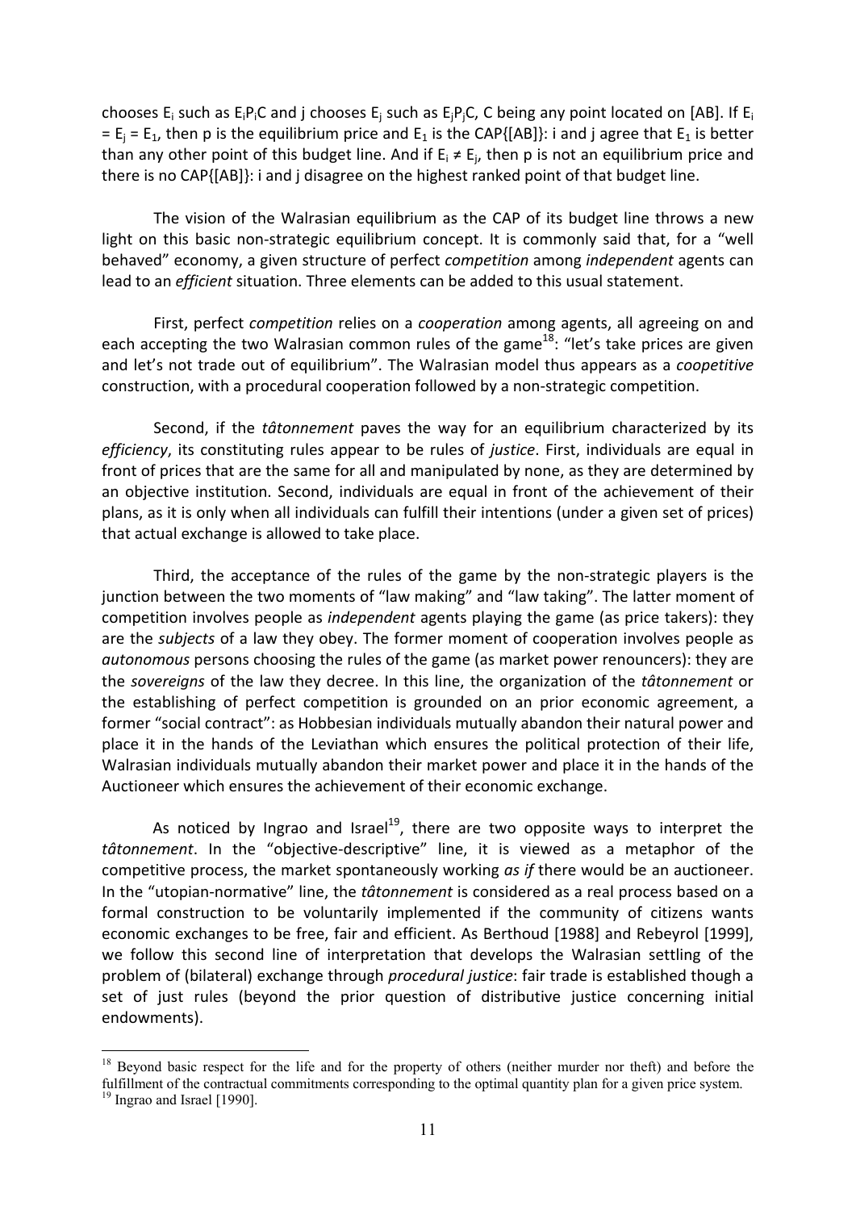chooses $E_i$ such as $E_iP_iC$ and j chooses $E_j$ such as $E_jP_jC$, C being any point located on [AB]. If $E_i = E_j = E_1$, then p is the equilibrium price and $E_1$ is the CAP{[AB]}: i and j agree that $E_1$ is better than any other point of this budget line. And if $E_i \neq E_j$, then p is not an equilibrium price and there is no CAP{[AB]}: i and j disagree on the highest ranked point of that budget line.

The vision of the Walrasian equilibrium as the CAP of its budget line throws a new light on this basic non-strategic equilibrium concept. It is commonly said that, for a "well behaved" economy, a given structure of perfect *competition* among *independent* agents can lead to an *efficient* situation. Three elements can be added to this usual statement.

First, perfect *competition* relies on a *cooperation* among agents, all agreeing on and each accepting the two Walrasian common rules of the game[18]: "let's take prices are given and let's not trade out of equilibrium". The Walrasian model thus appears as a *coopetitive* construction, with a procedural cooperation followed by a non-strategic competition.

Second, if the *tâtonnement* paves the way for an equilibrium characterized by its *efficiency*, its constituting rules appear to be rules of *justice*. First, individuals are equal in front of prices that are the same for all and manipulated by none, as they are determined by an objective institution. Second, individuals are equal in front of the achievement of their plans, as it is only when all individuals can fulfill their intentions (under a given set of prices) that actual exchange is allowed to take place.

Third, the acceptance of the rules of the game by the non-strategic players is the junction between the two moments of "law making" and "law taking". The latter moment of competition involves people as *independent* agents playing the game (as price takers): they are the *subjects* of a law they obey. The former moment of cooperation involves people as *autonomous* persons choosing the rules of the game (as market power renouncers): they are the *sovereigns* of the law they decree. In this line, the organization of the *tâtonnement* or the establishing of perfect competition is grounded on an prior economic agreement, a former "social contract": as Hobbesian individuals mutually abandon their natural power and place it in the hands of the Leviathan which ensures the political protection of their life, Walrasian individuals mutually abandon their market power and place it in the hands of the Auctioneer which ensures the achievement of their economic exchange.

As noticed by Ingrao and Israel[19], there are two opposite ways to interpret the *tâtonnement*. In the "objective-descriptive" line, it is viewed as a metaphor of the competitive process, the market spontaneously working *as if* there would be an auctioneer. In the "utopian-normative" line, the *tâtonnement* is considered as a real process based on a formal construction to be voluntarily implemented if the community of citizens wants economic exchanges to be free, fair and efficient. As Berthoud [1988] and Rebeyrol [1999], we follow this second line of interpretation that develops the Walrasian settling of the problem of (bilateral) exchange through *procedural justice*: fair trade is established though a set of just rules (beyond the prior question of distributive justice concerning initial endowments).

---

[18] Beyond basic respect for the life and for the property of others (neither murder nor theft) and before the fulfillment of the contractual commitments corresponding to the optimal quantity plan for a given price system.

[19] Ingrao and Israel [1990].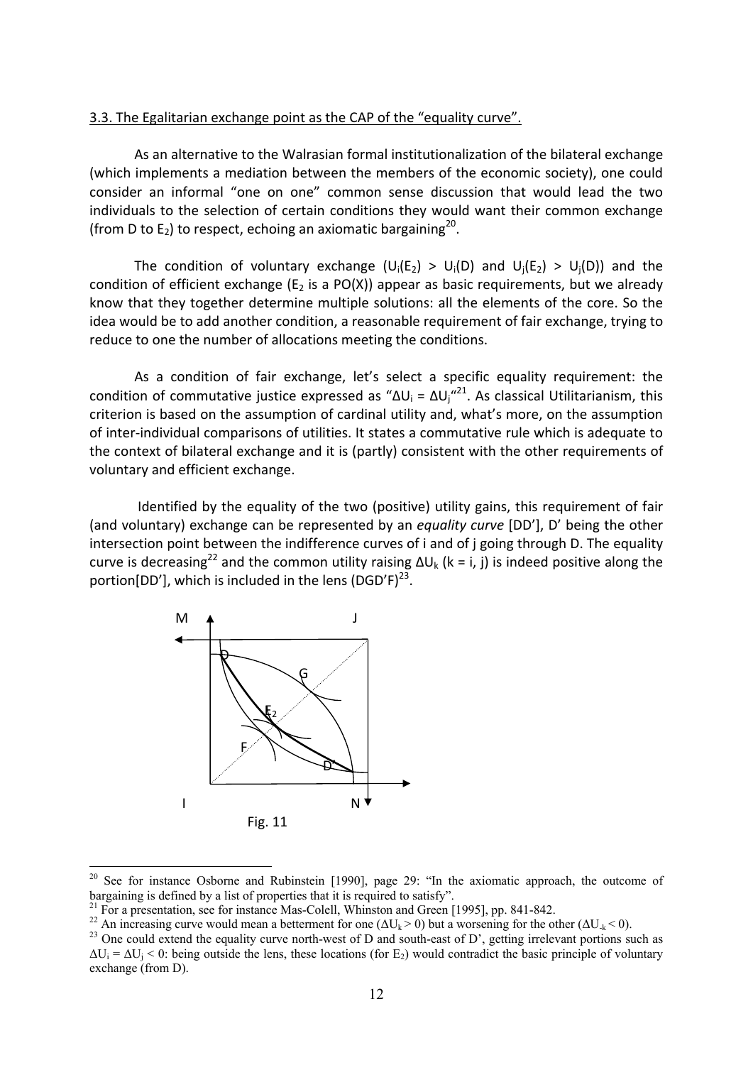3.3. The Egalitarian exchange point as the CAP of the "equality curve".

As an alternative to the Walrasian formal institutionalization of the bilateral exchange (which implements a mediation between the members of the economic society), one could consider an informal "one on one" common sense discussion that would lead the two individuals to the selection of certain conditions they would want their common exchange (from D to $E_2$) to respect, echoing an axiomatic bargaining[20].

The condition of voluntary exchange ($U_i(E_2) > U_i(D)$ and $U_j(E_2) > U_j(D)$) and the condition of efficient exchange ($E_2$ is a PO(X)) appear as basic requirements, but we already know that they together determine multiple solutions: all the elements of the core. So the idea would be to add another condition, a reasonable requirement of fair exchange, trying to reduce to one the number of allocations meeting the conditions.

As a condition of fair exchange, let's select a specific equality requirement: the condition of commutative justice expressed as "$\Delta U_i = \Delta U_j$"[21]. As classical Utilitarianism, this criterion is based on the assumption of cardinal utility and, what's more, on the assumption of inter-individual comparisons of utilities. It states a commutative rule which is adequate to the context of bilateral exchange and it is (partly) consistent with the other requirements of voluntary and efficient exchange.

Identified by the equality of the two (positive) utility gains, this requirement of fair (and voluntary) exchange can be represented by an *equality curve* [DD'], D' being the other intersection point between the indifference curves of i and of j going through D. The equality curve is decreasing[22] and the common utility raising $\Delta U_k$ (k = i, j) is indeed positive along the portion[DD'], which is included in the lens (DGD'F)[23].

Fig. 11

[20] See for instance Osborne and Rubinstein [1990], page 29: "In the axiomatic approach, the outcome of bargaining is defined by a list of properties that it is required to satisfy".

[21] For a presentation, see for instance Mas-Colell, Whinston and Green [1995], pp. 841-842.

[22] An increasing curve would mean a betterment for one ($\Delta U_k > 0$) but a worsening for the other ($\Delta U_{-k} < 0$).

[23] One could extend the equality curve north-west of D and south-east of D', getting irrelevant portions such as $\Delta U_i = \Delta U_j < 0$: being outside the lens, these locations (for $E_2$) would contradict the basic principle of voluntary exchange (from D).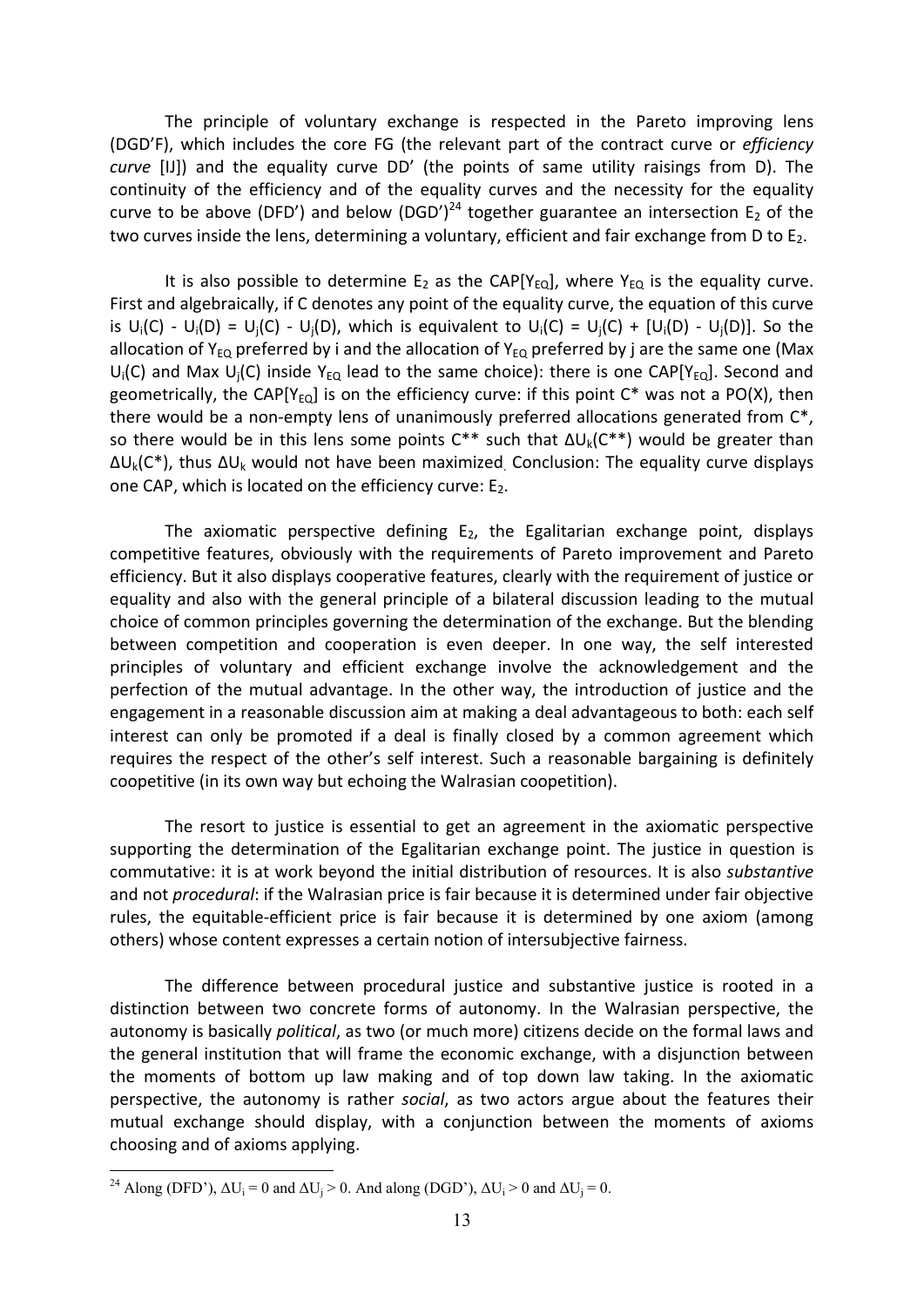The principle of voluntary exchange is respected in the Pareto improving lens (DGD'F), which includes the core FG (the relevant part of the contract curve or *efficiency curve* [IJ]) and the equality curve DD' (the points of same utility raisings from D). The continuity of the efficiency and of the equality curves and the necessity for the equality curve to be above (DFD') and below (DGD')[24] together guarantee an intersection $E_2$ of the two curves inside the lens, determining a voluntary, efficient and fair exchange from D to $E_2$.

It is also possible to determine $E_2$ as the CAP[$Y_{EQ}$], where $Y_{EQ}$ is the equality curve. First and algebraically, if C denotes any point of the equality curve, the equation of this curve is $U_i(C) - U_i(D) = U_j(C) - U_j(D)$, which is equivalent to $U_i(C) = U_j(C) + [U_i(D) - U_j(D)]$. So the allocation of $Y_{EQ}$ preferred by i and the allocation of $Y_{EQ}$ preferred by j are the same one (Max $U_i(C)$ and Max $U_j(C)$ inside $Y_{EQ}$ lead to the same choice): there is one CAP[$Y_{EQ}$]. Second and geometrically, the CAP[$Y_{EQ}$] is on the efficiency curve: if this point C* was not a PO(X), then there would be a non-empty lens of unanimously preferred allocations generated from C*, so there would be in this lens some points C** such that $\Delta U_k(C^{**})$ would be greater than $\Delta U_k(C^*)$, thus $\Delta U_k$ would not have been maximized. Conclusion: The equality curve displays one CAP, which is located on the efficiency curve: $E_2$.

The axiomatic perspective defining $E_2$, the Egalitarian exchange point, displays competitive features, obviously with the requirements of Pareto improvement and Pareto efficiency. But it also displays cooperative features, clearly with the requirement of justice or equality and also with the general principle of a bilateral discussion leading to the mutual choice of common principles governing the determination of the exchange. But the blending between competition and cooperation is even deeper. In one way, the self interested principles of voluntary and efficient exchange involve the acknowledgement and the perfection of the mutual advantage. In the other way, the introduction of justice and the engagement in a reasonable discussion aim at making a deal advantageous to both: each self interest can only be promoted if a deal is finally closed by a common agreement which requires the respect of the other's self interest. Such a reasonable bargaining is definitely coopetitive (in its own way but echoing the Walrasian coopetition).

The resort to justice is essential to get an agreement in the axiomatic perspective supporting the determination of the Egalitarian exchange point. The justice in question is commutative: it is at work beyond the initial distribution of resources. It is also *substantive* and not *procedural*: if the Walrasian price is fair because it is determined under fair objective rules, the equitable-efficient price is fair because it is determined by one axiom (among others) whose content expresses a certain notion of intersubjective fairness.

The difference between procedural justice and substantive justice is rooted in a distinction between two concrete forms of autonomy. In the Walrasian perspective, the autonomy is basically *political*, as two (or much more) citizens decide on the formal laws and the general institution that will frame the economic exchange, with a disjunction between the moments of bottom up law making and of top down law taking. In the axiomatic perspective, the autonomy is rather *social*, as two actors argue about the features their mutual exchange should display, with a conjunction between the moments of axioms choosing and of axioms applying.

---

[24] Along (DFD'), $\Delta U_i = 0$ and $\Delta U_j > 0$. And along (DGD'), $\Delta U_i > 0$ and $\Delta U_j = 0$.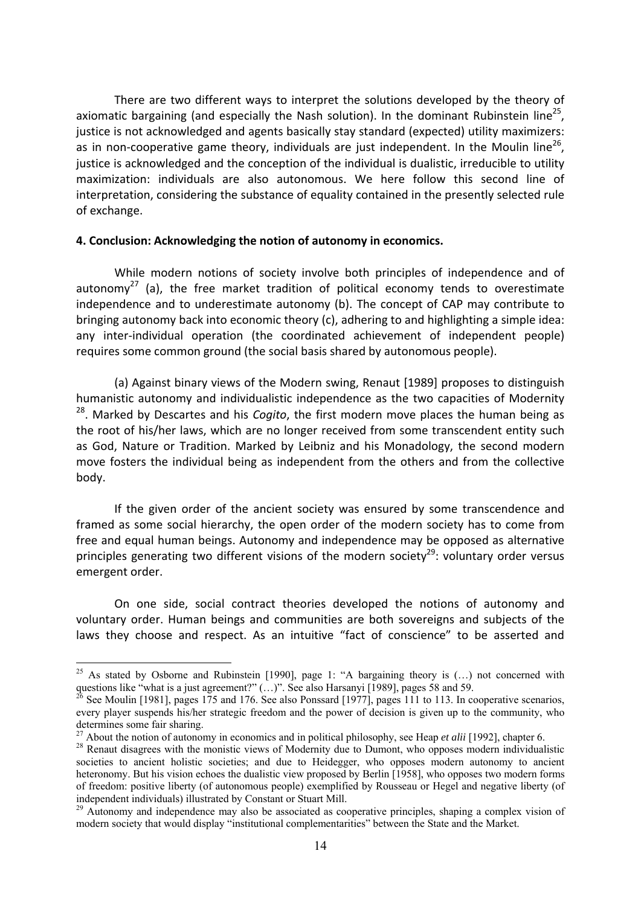There are two different ways to interpret the solutions developed by the theory of axiomatic bargaining (and especially the Nash solution). In the dominant Rubinstein line[25], justice is not acknowledged and agents basically stay standard (expected) utility maximizers: as in non-cooperative game theory, individuals are just independent. In the Moulin line[26], justice is acknowledged and the conception of the individual is dualistic, irreducible to utility maximization: individuals are also autonomous. We here follow this second line of interpretation, considering the substance of equality contained in the presently selected rule of exchange.

## 4. Conclusion: Acknowledging the notion of autonomy in economics.

While modern notions of society involve both principles of independence and of autonomy[27] (a), the free market tradition of political economy tends to overestimate independence and to underestimate autonomy (b). The concept of CAP may contribute to bringing autonomy back into economic theory (c), adhering to and highlighting a simple idea: any inter-individual operation (the coordinated achievement of independent people) requires some common ground (the social basis shared by autonomous people).

(a) Against binary views of the Modern swing, Renaut [1989] proposes to distinguish humanistic autonomy and individualistic independence as the two capacities of Modernity [28]. Marked by Descartes and his *Cogito*, the first modern move places the human being as the root of his/her laws, which are no longer received from some transcendent entity such as God, Nature or Tradition. Marked by Leibniz and his Monadology, the second modern move fosters the individual being as independent from the others and from the collective body.

If the given order of the ancient society was ensured by some transcendence and framed as some social hierarchy, the open order of the modern society has to come from free and equal human beings. Autonomy and independence may be opposed as alternative principles generating two different visions of the modern society[29]: voluntary order versus emergent order.

On one side, social contract theories developed the notions of autonomy and voluntary order. Human beings and communities are both sovereigns and subjects of the laws they choose and respect. As an intuitive "fact of conscience" to be asserted and

---

[25] As stated by Osborne and Rubinstein [1990], page 1: "A bargaining theory is (…) not concerned with questions like "what is a just agreement?" (…)". See also Harsanyi [1989], pages 58 and 59.

[26] See Moulin [1981], pages 175 and 176. See also Ponssard [1977], pages 111 to 113. In cooperative scenarios, every player suspends his/her strategic freedom and the power of decision is given up to the community, who determines some fair sharing.

[27] About the notion of autonomy in economics and in political philosophy, see Heap *et alii* [1992], chapter 6.

[28] Renaut disagrees with the monistic views of Modernity due to Dumont, who opposes modern individualistic societies to ancient holistic societies; and due to Heidegger, who opposes modern autonomy to ancient heteronomy. But his vision echoes the dualistic view proposed by Berlin [1958], who opposes two modern forms of freedom: positive liberty (of autonomous people) exemplified by Rousseau or Hegel and negative liberty (of independent individuals) illustrated by Constant or Stuart Mill.

[29] Autonomy and independence may also be associated as cooperative principles, shaping a complex vision of modern society that would display "institutional complementarities" between the State and the Market.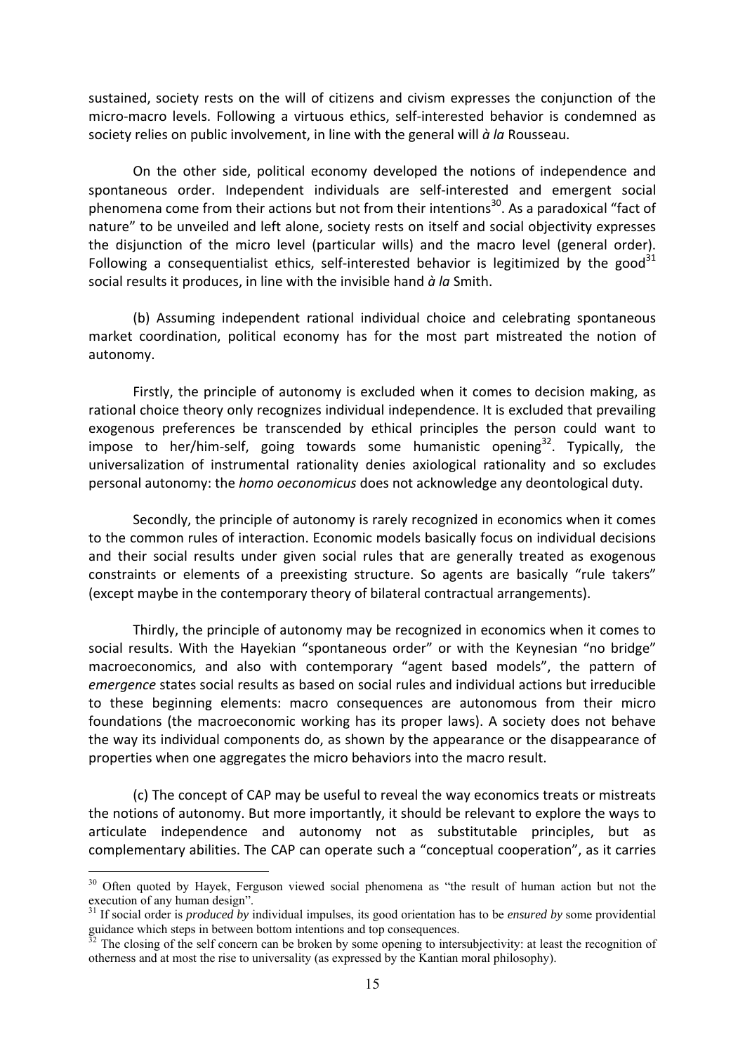sustained, society rests on the will of citizens and civism expresses the conjunction of the micro-macro levels. Following a virtuous ethics, self-interested behavior is condemned as society relies on public involvement, in line with the general will *à la* Rousseau.

On the other side, political economy developed the notions of independence and spontaneous order. Independent individuals are self-interested and emergent social phenomena come from their actions but not from their intentions[30]. As a paradoxical "fact of nature" to be unveiled and left alone, society rests on itself and social objectivity expresses the disjunction of the micro level (particular wills) and the macro level (general order). Following a consequentialist ethics, self-interested behavior is legitimized by the good[31] social results it produces, in line with the invisible hand *à la* Smith.

(b) Assuming independent rational individual choice and celebrating spontaneous market coordination, political economy has for the most part mistreated the notion of autonomy.

Firstly, the principle of autonomy is excluded when it comes to decision making, as rational choice theory only recognizes individual independence. It is excluded that prevailing exogenous preferences be transcended by ethical principles the person could want to impose to her/him-self, going towards some humanistic opening[32]. Typically, the universalization of instrumental rationality denies axiological rationality and so excludes personal autonomy: the *homo oeconomicus* does not acknowledge any deontological duty.

Secondly, the principle of autonomy is rarely recognized in economics when it comes to the common rules of interaction. Economic models basically focus on individual decisions and their social results under given social rules that are generally treated as exogenous constraints or elements of a preexisting structure. So agents are basically "rule takers" (except maybe in the contemporary theory of bilateral contractual arrangements).

Thirdly, the principle of autonomy may be recognized in economics when it comes to social results. With the Hayekian "spontaneous order" or with the Keynesian "no bridge" macroeconomics, and also with contemporary "agent based models", the pattern of *emergence* states social results as based on social rules and individual actions but irreducible to these beginning elements: macro consequences are autonomous from their micro foundations (the macroeconomic working has its proper laws). A society does not behave the way its individual components do, as shown by the appearance or the disappearance of properties when one aggregates the micro behaviors into the macro result.

(c) The concept of CAP may be useful to reveal the way economics treats or mistreats the notions of autonomy. But more importantly, it should be relevant to explore the ways to articulate independence and autonomy not as substitutable principles, but as complementary abilities. The CAP can operate such a "conceptual cooperation", as it carries

---

[30] Often quoted by Hayek, Ferguson viewed social phenomena as "the result of human action but not the execution of any human design".

[31] If social order is *produced by* individual impulses, its good orientation has to be *ensured by* some providential guidance which steps in between bottom intentions and top consequences.

[32] The closing of the self concern can be broken by some opening to intersubjectivity: at least the recognition of otherness and at most the rise to universality (as expressed by the Kantian moral philosophy).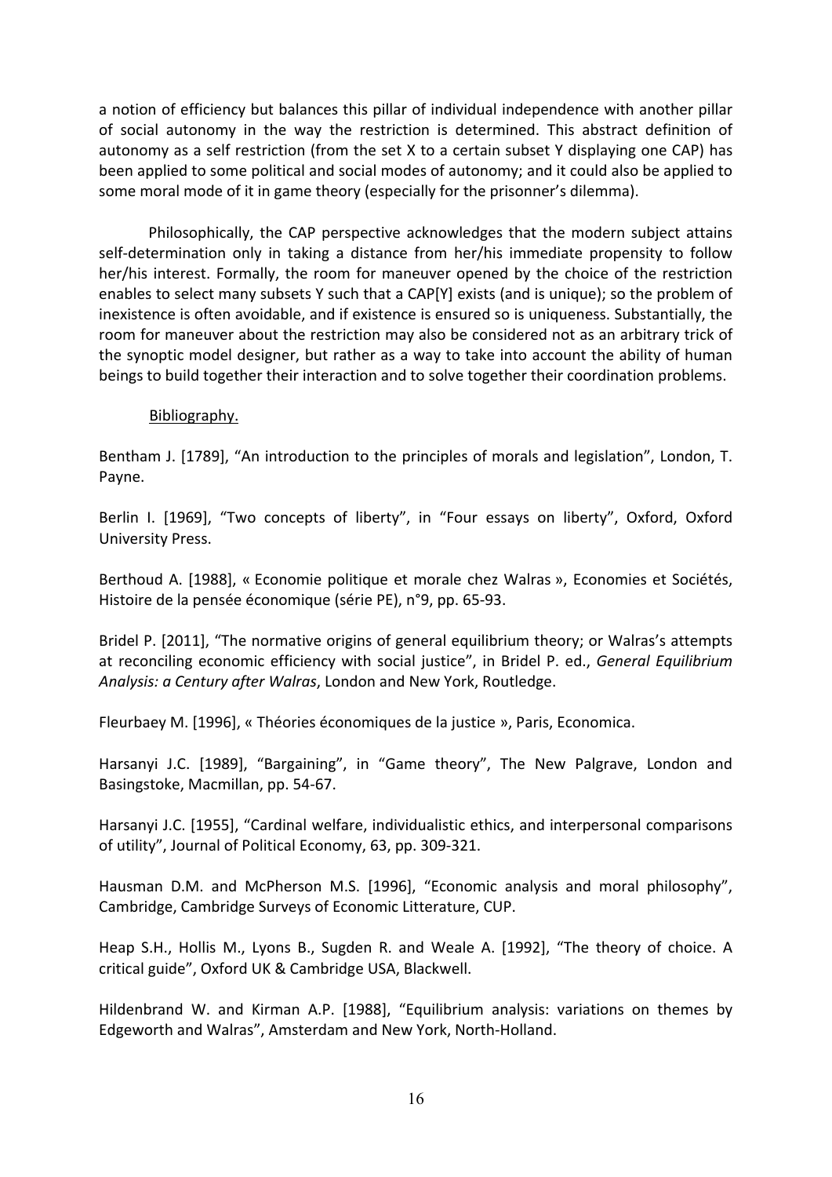a notion of efficiency but balances this pillar of individual independence with another pillar of social autonomy in the way the restriction is determined. This abstract definition of autonomy as a self restriction (from the set X to a certain subset Y displaying one CAP) has been applied to some political and social modes of autonomy; and it could also be applied to some moral mode of it in game theory (especially for the prisonner's dilemma).

Philosophically, the CAP perspective acknowledges that the modern subject attains self-determination only in taking a distance from her/his immediate propensity to follow her/his interest. Formally, the room for maneuver opened by the choice of the restriction enables to select many subsets Y such that a CAP[Y] exists (and is unique); so the problem of inexistence is often avoidable, and if existence is ensured so is uniqueness. Substantially, the room for maneuver about the restriction may also be considered not as an arbitrary trick of the synoptic model designer, but rather as a way to take into account the ability of human beings to build together their interaction and to solve together their coordination problems.

## Bibliography.

Bentham J. [1789], "An introduction to the principles of morals and legislation", London, T. Payne.

Berlin I. [1969], "Two concepts of liberty", in "Four essays on liberty", Oxford, Oxford University Press.

Berthoud A. [1988], « Economie politique et morale chez Walras », Economies et Sociétés, Histoire de la pensée économique (série PE), n°9, pp. 65-93.

Bridel P. [2011], "The normative origins of general equilibrium theory; or Walras's attempts at reconciling economic efficiency with social justice", in Bridel P. ed., *General Equilibrium Analysis: a Century after Walras*, London and New York, Routledge.

Fleurbaey M. [1996], « Théories économiques de la justice », Paris, Economica.

Harsanyi J.C. [1989], "Bargaining", in "Game theory", The New Palgrave, London and Basingstoke, Macmillan, pp. 54-67.

Harsanyi J.C. [1955], "Cardinal welfare, individualistic ethics, and interpersonal comparisons of utility", Journal of Political Economy, 63, pp. 309-321.

Hausman D.M. and McPherson M.S. [1996], "Economic analysis and moral philosophy", Cambridge, Cambridge Surveys of Economic Litterature, CUP.

Heap S.H., Hollis M., Lyons B., Sugden R. and Weale A. [1992], "The theory of choice. A critical guide", Oxford UK & Cambridge USA, Blackwell.

Hildenbrand W. and Kirman A.P. [1988], "Equilibrium analysis: variations on themes by Edgeworth and Walras", Amsterdam and New York, North-Holland.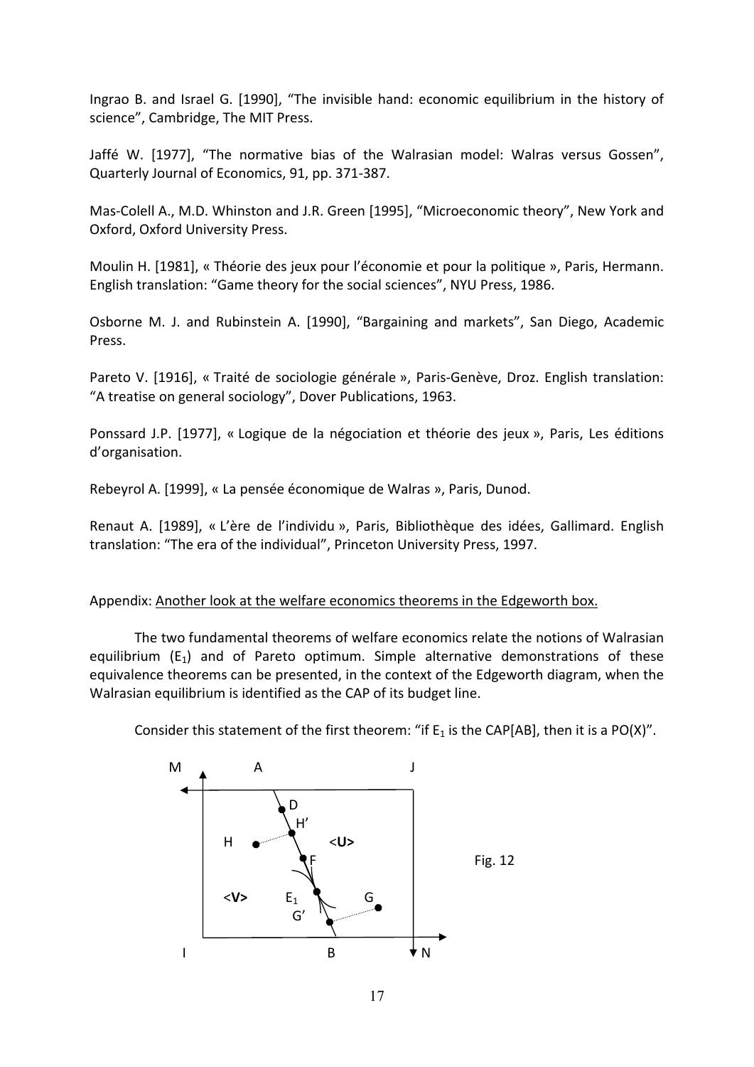Ingrao B. and Israel G. [1990], “The invisible hand: economic equilibrium in the history of science”, Cambridge, The MIT Press.

Jaffé W. [1977], “The normative bias of the Walrasian model: Walras versus Gossen”, Quarterly Journal of Economics, 91, pp. 371-387.

Mas-Colell A., M.D. Whinston and J.R. Green [1995], “Microeconomic theory”, New York and Oxford, Oxford University Press.

Moulin H. [1981], « Théorie des jeux pour l’économie et pour la politique », Paris, Hermann. English translation: “Game theory for the social sciences”, NYU Press, 1986.

Osborne M. J. and Rubinstein A. [1990], “Bargaining and markets”, San Diego, Academic Press.

Pareto V. [1916], « Traité de sociologie générale », Paris-Genève, Droz. English translation: “A treatise on general sociology”, Dover Publications, 1963.

Ponssard J.P. [1977], « Logique de la négociation et théorie des jeux », Paris, Les éditions d’organisation.

Rebeyrol A. [1999], « La pensée économique de Walras », Paris, Dunod.

Renaut A. [1989], « L’ère de l’individu », Paris, Bibliothèque des idées, Gallimard. English translation: “The era of the individual”, Princeton University Press, 1997.

Appendix: Another look at the welfare economics theorems in the Edgeworth box.

The two fundamental theorems of welfare economics relate the notions of Walrasian equilibrium ($E_1$) and of Pareto optimum. Simple alternative demonstrations of these equivalence theorems can be presented, in the context of the Edgeworth diagram, when the Walrasian equilibrium is identified as the CAP of its budget line.

Consider this statement of the first theorem: “if $E_1$ is the CAP[AB], then it is a PO(X)”.

Fig. 12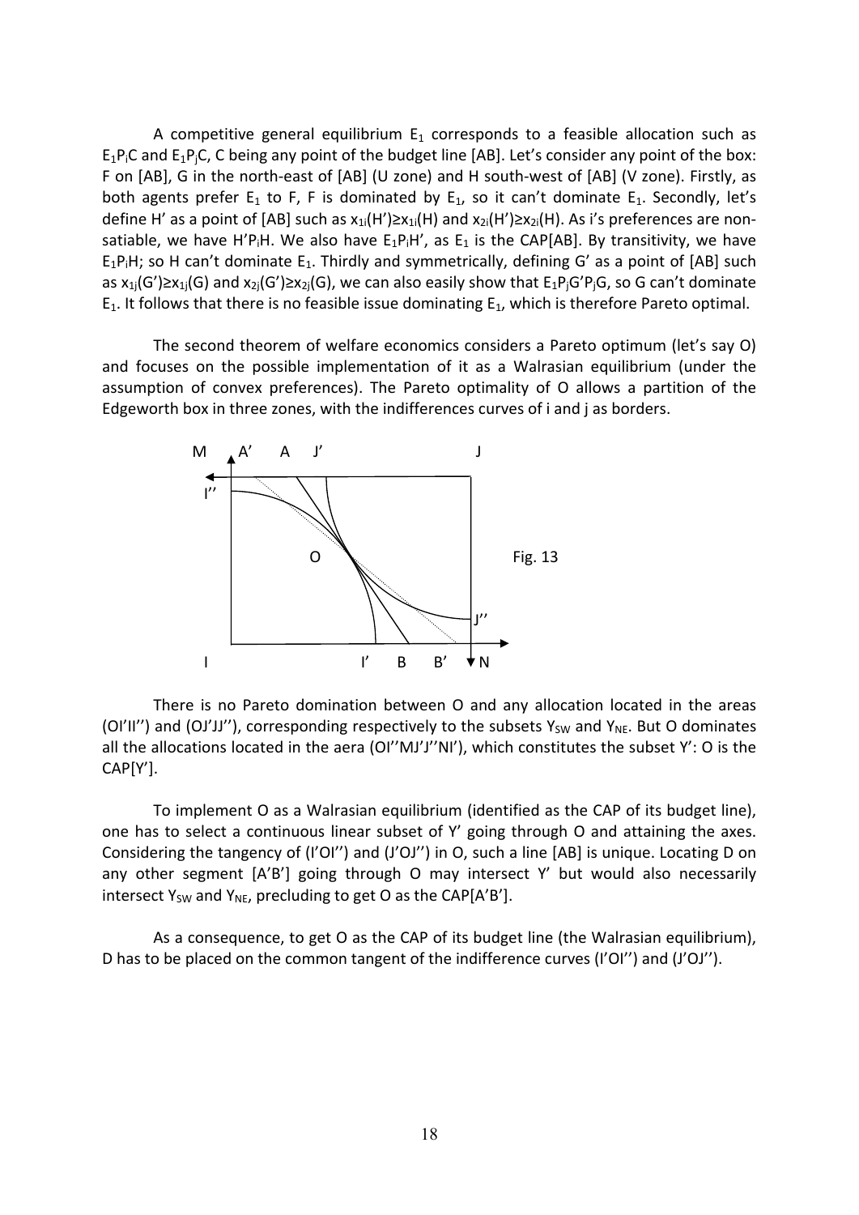A competitive general equilibrium $E_1$ corresponds to a feasible allocation such as $E_1P_iC$ and $E_1P_jC$, C being any point of the budget line [AB]. Let's consider any point of the box: F on [AB], G in the north-east of [AB] (U zone) and H south-west of [AB] (V zone). Firstly, as both agents prefer $E_1$ to F, F is dominated by $E_1$, so it can't dominate $E_1$. Secondly, let's define H' as a point of [AB] such as $x_{1i}(H') \geq x_{1i}(H)$ and $x_{2i}(H') \geq x_{2i}(H)$. As i's preferences are non-satiable, we have $H'P_iH$. We also have $E_1P_iH'$, as $E_1$ is the CAP[AB]. By transitivity, we have $E_1P_iH$; so H can't dominate $E_1$. Thirdly and symmetrically, defining G' as a point of [AB] such as $x_{1j}(G') \geq x_{1j}(G)$ and $x_{2j}(G') \geq x_{2j}(G)$, we can also easily show that $E_1P_jG'P_jG$, so G can't dominate $E_1$. It follows that there is no feasible issue dominating $E_1$, which is therefore Pareto optimal.

The second theorem of welfare economics considers a Pareto optimum (let's say O) and focuses on the possible implementation of it as a Walrasian equilibrium (under the assumption of convex preferences). The Pareto optimality of O allows a partition of the Edgeworth box in three zones, with the indifferences curves of i and j as borders.

M A' A J' J

I''

O

J''

I I' B B' N

Fig. 13

There is no Pareto domination between O and any allocation located in the areas (OI'II'') and (OJ'JJ''), corresponding respectively to the subsets $Y_{SW}$ and $Y_{NE}$. But O dominates all the allocations located in the aera (OI''MJ'J''NI'), which constitutes the subset Y': O is the CAP[Y'].

To implement O as a Walrasian equilibrium (identified as the CAP of its budget line), one has to select a continuous linear subset of Y' going through O and attaining the axes. Considering the tangency of (I'OI'') and (J'OJ'') in O, such a line [AB] is unique. Locating D on any other segment [A'B'] going through O may intersect Y' but would also necessarily intersect $Y_{SW}$ and $Y_{NE}$, precluding to get O as the CAP[A'B'].

As a consequence, to get O as the CAP of its budget line (the Walrasian equilibrium), D has to be placed on the common tangent of the indifference curves (I'OI'') and (J'OJ'').